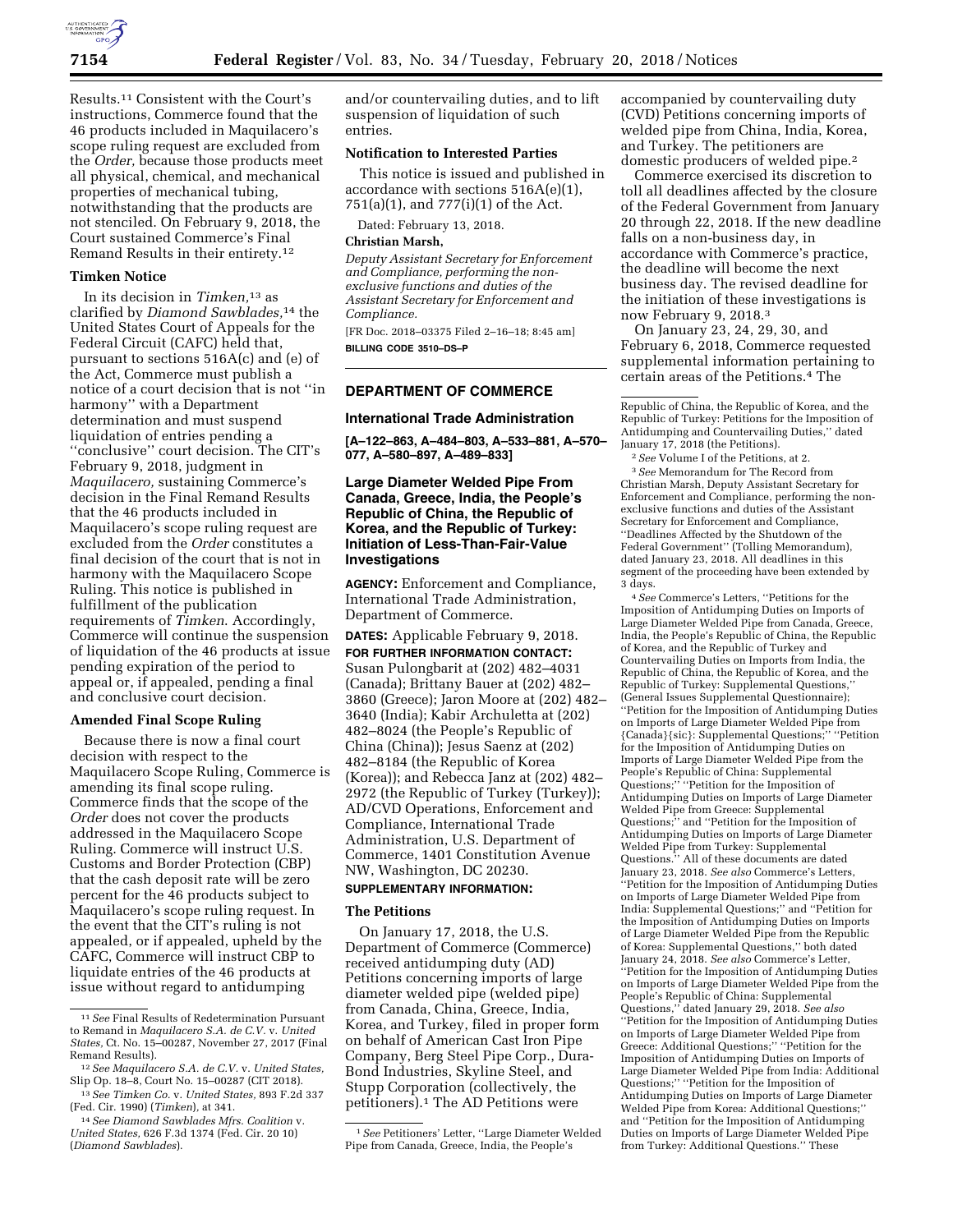Results.[11] Consistent with the Court's instructions, Commerce found that the 46 products included in Maquilacero's scope ruling request are excluded from the *Order,* because those products meet all physical, chemical, and mechanical properties of mechanical tubing, notwithstanding that the products are not stenciled. On February 9, 2018, the Court sustained Commerce's Final Remand Results in their entirety.[12]

### Timken Notice

In its decision in *Timken,*[13] as clarified by *Diamond Sawblades,*[14] the United States Court of Appeals for the Federal Circuit (CAFC) held that, pursuant to sections 516A(c) and (e) of the Act, Commerce must publish a notice of a court decision that is not ''in harmony'' with a Department determination and must suspend liquidation of entries pending a ''conclusive'' court decision. The CIT's February 9, 2018, judgment in *Maquilacero,* sustaining Commerce's decision in the Final Remand Results that the 46 products included in Maquilacero's scope ruling request are excluded from the *Order* constitutes a final decision of the court that is not in harmony with the Maquilacero Scope Ruling. This notice is published in fulfillment of the publication requirements of *Timken*. Accordingly, Commerce will continue the suspension of liquidation of the 46 products at issue pending expiration of the period to appeal or, if appealed, pending a final and conclusive court decision.

### Amended Final Scope Ruling

Because there is now a final court decision with respect to the Maquilacero Scope Ruling, Commerce is amending its final scope ruling. Commerce finds that the scope of the *Order* does not cover the products addressed in the Maquilacero Scope Ruling. Commerce will instruct U.S. Customs and Border Protection (CBP) that the cash deposit rate will be zero percent for the 46 products subject to Maquilacero's scope ruling request. In the event that the CIT's ruling is not appealed, or if appealed, upheld by the CAFC, Commerce will instruct CBP to liquidate entries of the 46 products at issue without regard to antidumping and/or countervailing duties, and to lift suspension of liquidation of such entries.

### Notification to Interested Parties

This notice is issued and published in accordance with sections 516A(e)(1), 751(a)(1), and 777(i)(1) of the Act.

Dated: February 13, 2018.

**Christian Marsh,**

*Deputy Assistant Secretary for Enforcement and Compliance, performing the non-exclusive functions and duties of the Assistant Secretary for Enforcement and Compliance.*

[FR Doc. 2018–03375 Filed 2–16–18; 8:45 am]

**BILLING CODE 3510–DS–P**

---

## DEPARTMENT OF COMMERCE

### International Trade Administration

**[A–122–863, A–484–803, A–533–881, A–570–077, A–580–897, A–489–833]**

## Large Diameter Welded Pipe From Canada, Greece, India, the People's Republic of China, the Republic of Korea, and the Republic of Turkey: Initiation of Less-Than-Fair-Value Investigations

**AGENCY:** Enforcement and Compliance, International Trade Administration, Department of Commerce.

**DATES:** Applicable February 9, 2018.

**FOR FURTHER INFORMATION CONTACT:** Susan Pulongbarit at (202) 482–4031 (Canada); Brittany Bauer at (202) 482–3860 (Greece); Jaron Moore at (202) 482–3640 (India); Kabir Archuletta at (202) 482–8024 (the People's Republic of China (China)); Jesus Saenz at (202) 482–8184 (the Republic of Korea (Korea)); and Rebecca Janz at (202) 482–2972 (the Republic of Turkey (Turkey)); AD/CVD Operations, Enforcement and Compliance, International Trade Administration, U.S. Department of Commerce, 1401 Constitution Avenue NW, Washington, DC 20230.

**SUPPLEMENTARY INFORMATION:**

### The Petitions

On January 17, 2018, the U.S. Department of Commerce (Commerce) received antidumping duty (AD) Petitions concerning imports of large diameter welded pipe (welded pipe) from Canada, China, Greece, India, Korea, and Turkey, filed in proper form on behalf of American Cast Iron Pipe Company, Berg Steel Pipe Corp., Dura-Bond Industries, Skyline Steel, and Stupp Corporation (collectively, the petitioners).[1] The AD Petitions were accompanied by countervailing duty (CVD) Petitions concerning imports of welded pipe from China, India, Korea, and Turkey. The petitioners are domestic producers of welded pipe.[2]

Commerce exercised its discretion to toll all deadlines affected by the closure of the Federal Government from January 20 through 22, 2018. If the new deadline falls on a non-business day, in accordance with Commerce's practice, the deadline will become the next business day. The revised deadline for the initiation of these investigations is now February 9, 2018.[3]

On January 23, 24, 29, 30, and February 6, 2018, Commerce requested supplemental information pertaining to certain areas of the Petitions.[4] The

---

[11] *See* Final Results of Redetermination Pursuant to Remand in *Maquilacero S.A. de C.V.* v. *United States,* Ct. No. 15–00287, November 27, 2017 (Final Remand Results).

[12] *See Maquilacero S.A. de C.V.* v. *United States,* Slip Op. 18–8, Court No. 15–00287 (CIT 2018).

[13] *See Timken Co.* v. *United States,* 893 F.2d 337 (Fed. Cir. 1990) (*Timken*), at 341.

[14] *See Diamond Sawblades Mfrs. Coalition* v. *United States,* 626 F.3d 1374 (Fed. Cir. 20 10) (*Diamond Sawblades*).

[1] *See* Petitioners' Letter, ''Large Diameter Welded Pipe from Canada, Greece, India, the People's Republic of China, the Republic of Korea, and the Republic of Turkey: Petitions for the Imposition of Antidumping and Countervailing Duties,'' dated January 17, 2018 (the Petitions).

[2] *See* Volume I of the Petitions, at 2.

[3] *See* Memorandum for The Record from Christian Marsh, Deputy Assistant Secretary for Enforcement and Compliance, performing the non-exclusive functions and duties of the Assistant Secretary for Enforcement and Compliance, ''Deadlines Affected by the Shutdown of the Federal Government'' (Tolling Memorandum), dated January 23, 2018. All deadlines in this segment of the proceeding have been extended by 3 days.

[4] *See* Commerce's Letters, ''Petitions for the Imposition of Antidumping Duties on Imports of Large Diameter Welded Pipe from Canada, Greece, India, the People's Republic of China, the Republic of Korea, and the Republic of Turkey and Countervailing Duties on Imports from India, the Republic of China, the Republic of Korea, and the Republic of Turkey: Supplemental Questions,'' (General Issues Supplemental Questionnaire); ''Petition for the Imposition of Antidumping Duties on Imports of Large Diameter Welded Pipe from {Canada}{sic}: Supplemental Questions;'' ''Petition for the Imposition of Antidumping Duties on Imports of Large Diameter Welded Pipe from the People's Republic of China: Supplemental Questions;'' ''Petition for the Imposition of Antidumping Duties on Imports of Large Diameter Welded Pipe from Greece: Supplemental Questions;'' and ''Petition for the Imposition of Antidumping Duties on Imports of Large Diameter Welded Pipe from Turkey: Supplemental Questions.'' All of these documents are dated January 23, 2018. *See also* Commerce's Letters, ''Petition for the Imposition of Antidumping Duties on Imports of Large Diameter Welded Pipe from India: Supplemental Questions;'' and ''Petition for the Imposition of Antidumping Duties on Imports of Large Diameter Welded Pipe from the Republic of Korea: Supplemental Questions,'' both dated January 24, 2018. *See also* Commerce's Letter, ''Petition for the Imposition of Antidumping Duties on Imports of Large Diameter Welded Pipe from the People's Republic of China: Supplemental Questions,'' dated January 29, 2018. *See also* ''Petition for the Imposition of Antidumping Duties on Imports of Large Diameter Welded Pipe from Greece: Additional Questions;'' ''Petition for the Imposition of Antidumping Duties on Imports of Large Diameter Welded Pipe from India: Additional Questions;'' ''Petition for the Imposition of Antidumping Duties on Imports of Large Diameter Welded Pipe from Korea: Additional Questions;'' and ''Petition for the Imposition of Antidumping Duties on Imports of Large Diameter Welded Pipe from Turkey: Additional Questions.'' These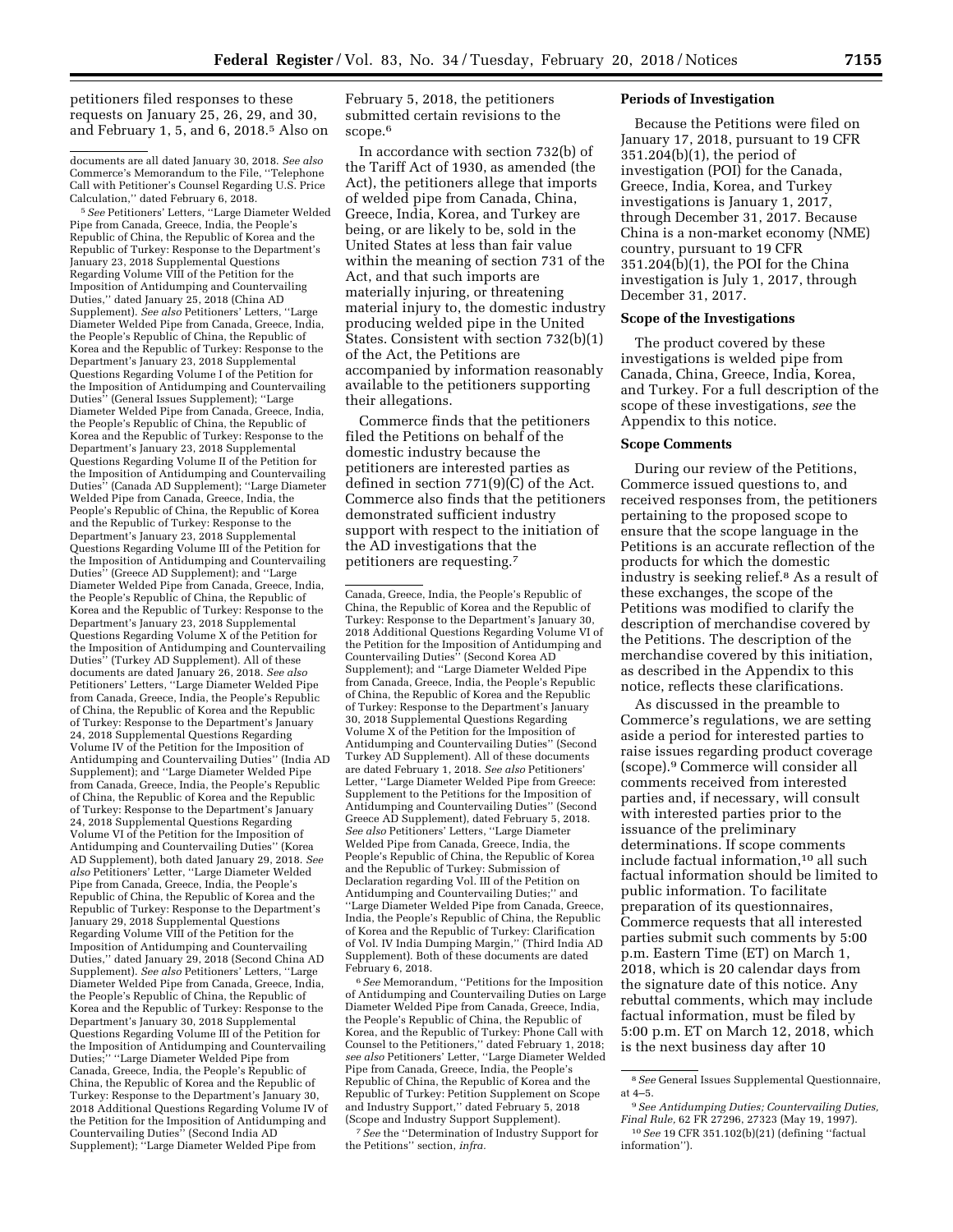petitioners filed responses to these requests on January 25, 26, 29, and 30, and February 1, 5, and 6, 2018.[5] Also on February 5, 2018, the petitioners submitted certain revisions to the scope.[6]

In accordance with section 732(b) of the Tariff Act of 1930, as amended (the Act), the petitioners allege that imports of welded pipe from Canada, China, Greece, India, Korea, and Turkey are being, or are likely to be, sold in the United States at less than fair value within the meaning of section 731 of the Act, and that such imports are materially injuring, or threatening material injury to, the domestic industry producing welded pipe in the United States. Consistent with section 732(b)(1) of the Act, the Petitions are accompanied by information reasonably available to the petitioners supporting their allegations.

Commerce finds that the petitioners filed the Petitions on behalf of the domestic industry because the petitioners are interested parties as defined in section 771(9)(C) of the Act. Commerce also finds that the petitioners demonstrated sufficient industry support with respect to the initiation of the AD investigations that the petitioners are requesting.[7]

## Periods of Investigation

Because the Petitions were filed on January 17, 2018, pursuant to 19 CFR 351.204(b)(1), the period of investigation (POI) for the Canada, Greece, India, Korea, and Turkey investigations is January 1, 2017, through December 31, 2017. Because China is a non-market economy (NME) country, pursuant to 19 CFR 351.204(b)(1), the POI for the China investigation is July 1, 2017, through December 31, 2017.

## Scope of the Investigations

The product covered by these investigations is welded pipe from Canada, China, Greece, India, Korea, and Turkey. For a full description of the scope of these investigations, *see* the Appendix to this notice.

## Scope Comments

During our review of the Petitions, Commerce issued questions to, and received responses from, the petitioners pertaining to the proposed scope to ensure that the scope language in the Petitions is an accurate reflection of the products for which the domestic industry is seeking relief.[8] As a result of these exchanges, the scope of the Petitions was modified to clarify the description of merchandise covered by the Petitions. The description of the merchandise covered by this initiation, as described in the Appendix to this notice, reflects these clarifications.

As discussed in the preamble to Commerce's regulations, we are setting aside a period for interested parties to raise issues regarding product coverage (scope).[9] Commerce will consider all comments received from interested parties and, if necessary, will consult with interested parties prior to the issuance of the preliminary determinations. If scope comments include factual information,[10] all such factual information should be limited to public information. To facilitate preparation of its questionnaires, Commerce requests that all interested parties submit such comments by 5:00 p.m. Eastern Time (ET) on March 1, 2018, which is 20 calendar days from the signature date of this notice. Any rebuttal comments, which may include factual information, must be filed by 5:00 p.m. ET on March 12, 2018, which is the next business day after 10

---

documents are all dated January 30, 2018. *See also* Commerce's Memorandum to the File, "Telephone Call with Petitioner's Counsel Regarding U.S. Price Calculation," dated February 6, 2018.

[5] *See* Petitioners' Letters, "Large Diameter Welded Pipe from Canada, Greece, India, the People's Republic of China, the Republic of Korea and the Republic of Turkey: Response to the Department's January 23, 2018 Supplemental Questions Regarding Volume VIII of the Petition for the Imposition of Antidumping and Countervailing Duties," dated January 25, 2018 (China AD Supplement). *See also* Petitioners' Letters, "Large Diameter Welded Pipe from Canada, Greece, India, the People's Republic of China, the Republic of Korea and the Republic of Turkey: Response to the Department's January 23, 2018 Supplemental Questions Regarding Volume I of the Petition for the Imposition of Antidumping and Countervailing Duties" (General Issues Supplement); "Large Diameter Welded Pipe from Canada, Greece, India, the People's Republic of China, the Republic of Korea and the Republic of Turkey: Response to the Department's January 23, 2018 Supplemental Questions Regarding Volume II of the Petition for the Imposition of Antidumping and Countervailing Duties" (Canada AD Supplement); "Large Diameter Welded Pipe from Canada, Greece, India, the People's Republic of China, the Republic of Korea and the Republic of Turkey: Response to the Department's January 23, 2018 Supplemental Questions Regarding Volume III of the Petition for the Imposition of Antidumping and Countervailing Duties" (Greece AD Supplement); and "Large Diameter Welded Pipe from Canada, Greece, India, the People's Republic of China, the Republic of Korea and the Republic of Turkey: Response to the Department's January 23, 2018 Supplemental Questions Regarding Volume X of the Petition for the Imposition of Antidumping and Countervailing Duties" (Turkey AD Supplement). All of these documents are dated January 26, 2018. *See also* Petitioners' Letters, "Large Diameter Welded Pipe from Canada, Greece, India, the People's Republic of China, the Republic of Korea and the Republic of Turkey: Response to the Department's January 24, 2018 Supplemental Questions Regarding Volume IV of the Petition for the Imposition of Antidumping and Countervailing Duties" (India AD Supplement); and "Large Diameter Welded Pipe from Canada, Greece, India, the People's Republic of China, the Republic of Korea and the Republic of Turkey: Response to the Department's January 24, 2018 Supplemental Questions Regarding Volume VI of the Petition for the Imposition of Antidumping and Countervailing Duties" (Korea AD Supplement), both dated January 29, 2018. *See also* Petitioners' Letter, "Large Diameter Welded Pipe from Canada, Greece, India, the People's Republic of China, the Republic of Korea and the Republic of Turkey: Response to the Department's January 29, 2018 Supplemental Questions Regarding Volume VIII of the Petition for the Imposition of Antidumping and Countervailing Duties," dated January 29, 2018 (Second China AD Supplement). *See also* Petitioners' Letters, "Large Diameter Welded Pipe from Canada, Greece, India, the People's Republic of China, the Republic of Korea and the Republic of Turkey: Response to the Department's January 30, 2018 Supplemental Questions Regarding Volume III of the Petition for the Imposition of Antidumping and Countervailing Duties;" "Large Diameter Welded Pipe from Canada, Greece, India, the People's Republic of China, the Republic of Korea and the Republic of Turkey: Response to the Department's January 30, 2018 Additional Questions Regarding Volume IV of the Petition for the Imposition of Antidumping and Countervailing Duties" (Second India AD Supplement); "Large Diameter Welded Pipe from Canada, Greece, India, the People's Republic of China, the Republic of Korea and the Republic of Turkey: Response to the Department's January 30, 2018 Additional Questions Regarding Volume VI of the Petition for the Imposition of Antidumping and Countervailing Duties" (Second Korea AD Supplement); and "Large Diameter Welded Pipe from Canada, Greece, India, the People's Republic of China, the Republic of Korea and the Republic of Turkey: Response to the Department's January 30, 2018 Supplemental Questions Regarding Volume X of the Petition for the Imposition of Antidumping and Countervailing Duties" (Second Turkey AD Supplement). All of these documents are dated February 1, 2018. *See also* Petitioners' Letter, "Large Diameter Welded Pipe from Greece: Supplement to the Petitions for the Imposition of Antidumping and Countervailing Duties" (Second Greece AD Supplement), dated February 5, 2018. *See also* Petitioners' Letters, "Large Diameter Welded Pipe from Canada, Greece, India, the People's Republic of China, the Republic of Korea and the Republic of Turkey: Submission of Declaration regarding Vol. III of the Petition on Antidumping and Countervailing Duties;" and "Large Diameter Welded Pipe from Canada, Greece, India, the People's Republic of China, the Republic of Korea and the Republic of Turkey: Clarification of Vol. IV India Dumping Margin," (Third India AD Supplement). Both of these documents are dated February 6, 2018.

[6] *See* Memorandum, "Petitions for the Imposition of Antidumping and Countervailing Duties on Large Diameter Welded Pipe from Canada, Greece, India, the People's Republic of China, the Republic of Korea, and the Republic of Turkey: Phone Call with Counsel to the Petitioners," dated February 1, 2018; *see also* Petitioners' Letter, "Large Diameter Welded Pipe from Canada, Greece, India, the People's Republic of China, the Republic of Korea and the Republic of Turkey: Petition Supplement on Scope and Industry Support," dated February 5, 2018 (Scope and Industry Support Supplement).

[7] *See* the "Determination of Industry Support for the Petitions" section, *infra.*

[8] *See* General Issues Supplemental Questionnaire, at 4–5.

[9] *See Antidumping Duties; Countervailing Duties, Final Rule,* 62 FR 27296, 27323 (May 19, 1997).

[10] *See* 19 CFR 351.102(b)(21) (defining "factual information").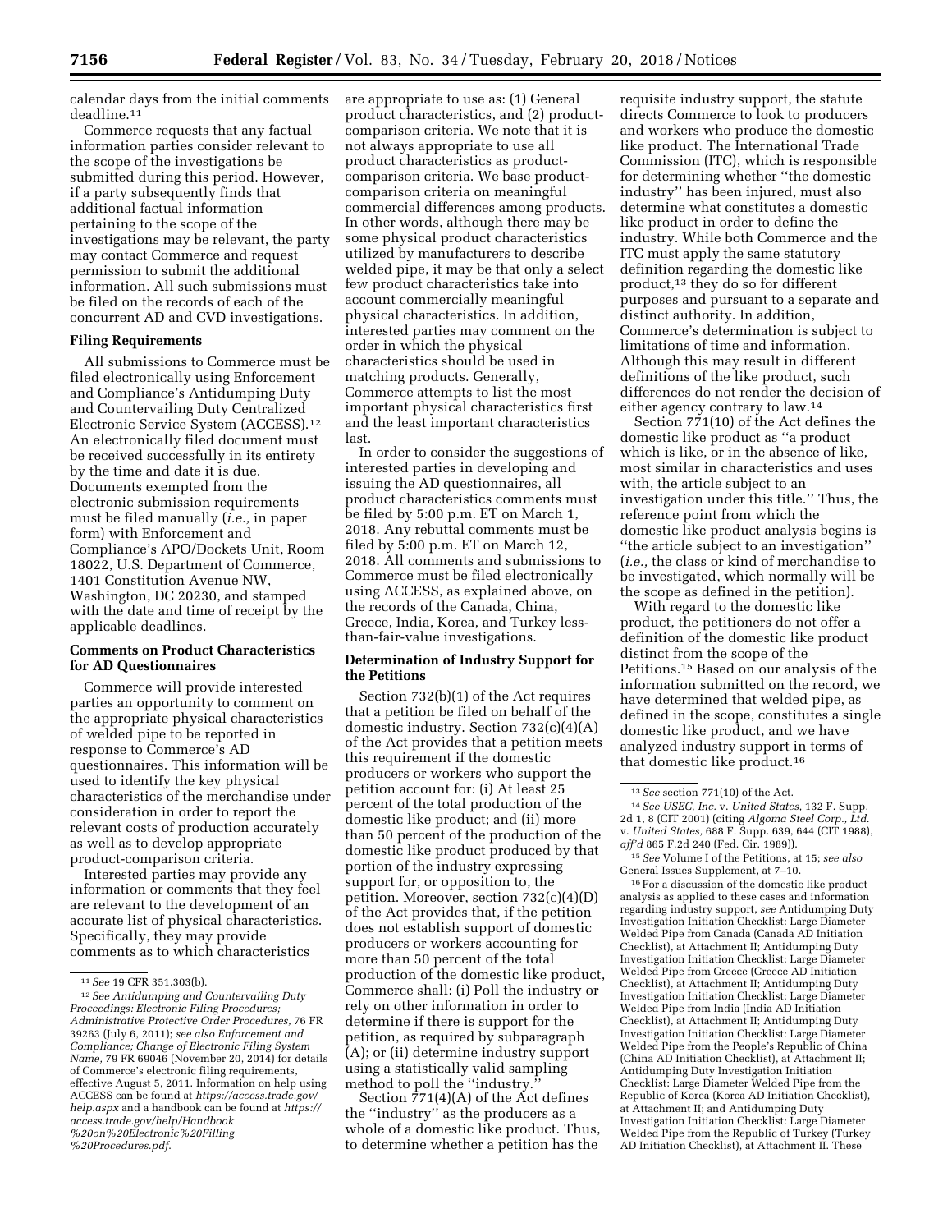calendar days from the initial comments deadline.[11]

Commerce requests that any factual information parties consider relevant to the scope of the investigations be submitted during this period. However, if a party subsequently finds that additional factual information pertaining to the scope of the investigations may be relevant, the party may contact Commerce and request permission to submit the additional information. All such submissions must be filed on the records of each of the concurrent AD and CVD investigations.

### Filing Requirements

All submissions to Commerce must be filed electronically using Enforcement and Compliance's Antidumping Duty and Countervailing Duty Centralized Electronic Service System (ACCESS).[12] An electronically filed document must be received successfully in its entirety by the time and date it is due. Documents exempted from the electronic submission requirements must be filed manually (*i.e.,* in paper form) with Enforcement and Compliance's APO/Dockets Unit, Room 18022, U.S. Department of Commerce, 1401 Constitution Avenue NW, Washington, DC 20230, and stamped with the date and time of receipt by the applicable deadlines.

### Comments on Product Characteristics for AD Questionnaires

Commerce will provide interested parties an opportunity to comment on the appropriate physical characteristics of welded pipe to be reported in response to Commerce's AD questionnaires. This information will be used to identify the key physical characteristics of the merchandise under consideration in order to report the relevant costs of production accurately as well as to develop appropriate product-comparison criteria.

Interested parties may provide any information or comments that they feel are relevant to the development of an accurate list of physical characteristics. Specifically, they may provide comments as to which characteristics are appropriate to use as: (1) General product characteristics, and (2) product-comparison criteria. We note that it is not always appropriate to use all product characteristics as product-comparison criteria. We base product-comparison criteria on meaningful commercial differences among products. In other words, although there may be some physical product characteristics utilized by manufacturers to describe welded pipe, it may be that only a select few product characteristics take into account commercially meaningful physical characteristics. In addition, interested parties may comment on the order in which the physical characteristics should be used in matching products. Generally, Commerce attempts to list the most important physical characteristics first and the least important characteristics last.

In order to consider the suggestions of interested parties in developing and issuing the AD questionnaires, all product characteristics comments must be filed by 5:00 p.m. ET on March 1, 2018. Any rebuttal comments must be filed by 5:00 p.m. ET on March 12, 2018. All comments and submissions to Commerce must be filed electronically using ACCESS, as explained above, on the records of the Canada, China, Greece, India, Korea, and Turkey less-than-fair-value investigations.

### Determination of Industry Support for the Petitions

Section 732(b)(1) of the Act requires that a petition be filed on behalf of the domestic industry. Section 732(c)(4)(A) of the Act provides that a petition meets this requirement if the domestic producers or workers who support the petition account for: (i) At least 25 percent of the total production of the domestic like product; and (ii) more than 50 percent of the production of the domestic like product produced by that portion of the industry expressing support for, or opposition to, the petition. Moreover, section 732(c)(4)(D) of the Act provides that, if the petition does not establish support of domestic producers or workers accounting for more than 50 percent of the total production of the domestic like product, Commerce shall: (i) Poll the industry or rely on other information in order to determine if there is support for the petition, as required by subparagraph (A); or (ii) determine industry support using a statistically valid sampling method to poll the ''industry.''

Section 771(4)(A) of the Act defines the ''industry'' as the producers as a whole of a domestic like product. Thus, to determine whether a petition has the requisite industry support, the statute directs Commerce to look to producers and workers who produce the domestic like product. The International Trade Commission (ITC), which is responsible for determining whether ''the domestic industry'' has been injured, must also determine what constitutes a domestic like product in order to define the industry. While both Commerce and the ITC must apply the same statutory definition regarding the domestic like product,[13] they do so for different purposes and pursuant to a separate and distinct authority. In addition, Commerce's determination is subject to limitations of time and information. Although this may result in different definitions of the like product, such differences do not render the decision of either agency contrary to law.[14]

Section 771(10) of the Act defines the domestic like product as ''a product which is like, or in the absence of like, most similar in characteristics and uses with, the article subject to an investigation under this title.'' Thus, the reference point from which the domestic like product analysis begins is ''the article subject to an investigation'' (*i.e.,* the class or kind of merchandise to be investigated, which normally will be the scope as defined in the petition).

With regard to the domestic like product, the petitioners do not offer a definition of the domestic like product distinct from the scope of the Petitions.[15] Based on our analysis of the information submitted on the record, we have determined that welded pipe, as defined in the scope, constitutes a single domestic like product, and we have analyzed industry support in terms of that domestic like product.[16]

---

[11] *See* 19 CFR 351.303(b).

[12] *See Antidumping and Countervailing Duty Proceedings: Electronic Filing Procedures; Administrative Protective Order Procedures,* 76 FR 39263 (July 6, 2011); *see also Enforcement and Compliance; Change of Electronic Filing System Name,* 79 FR 69046 (November 20, 2014) for details of Commerce's electronic filing requirements, effective August 5, 2011. Information on help using ACCESS can be found at *https://access.trade.gov/help.aspx* and a handbook can be found at *https://access.trade.gov/help/Handbook%20on%20Electronic%20Filling%20Procedures.pdf.*

[13] *See* section 771(10) of the Act.

[14] *See USEC, Inc.* v. *United States,* 132 F. Supp. 2d 1, 8 (CIT 2001) (citing *Algoma Steel Corp., Ltd.* v. *United States,* 688 F. Supp. 639, 644 (CIT 1988), *aff'd* 865 F.2d 240 (Fed. Cir. 1989)).

[15] *See* Volume I of the Petitions, at 15; *see also* General Issues Supplement, at 7–10.

[16] For a discussion of the domestic like product analysis as applied to these cases and information regarding industry support, *see* Antidumping Duty Investigation Initiation Checklist: Large Diameter Welded Pipe from Canada (Canada AD Initiation Checklist), at Attachment II; Antidumping Duty Investigation Initiation Checklist: Large Diameter Welded Pipe from Greece (Greece AD Initiation Checklist), at Attachment II; Antidumping Duty Investigation Initiation Checklist: Large Diameter Welded Pipe from India (India AD Initiation Checklist), at Attachment II; Antidumping Duty Investigation Initiation Checklist: Large Diameter Welded Pipe from the People's Republic of China (China AD Initiation Checklist), at Attachment II; Antidumping Duty Investigation Initiation Checklist: Large Diameter Welded Pipe from the Republic of Korea (Korea AD Initiation Checklist), at Attachment II; and Antidumping Duty Investigation Initiation Checklist: Large Diameter Welded Pipe from the Republic of Turkey (Turkey AD Initiation Checklist), at Attachment II. These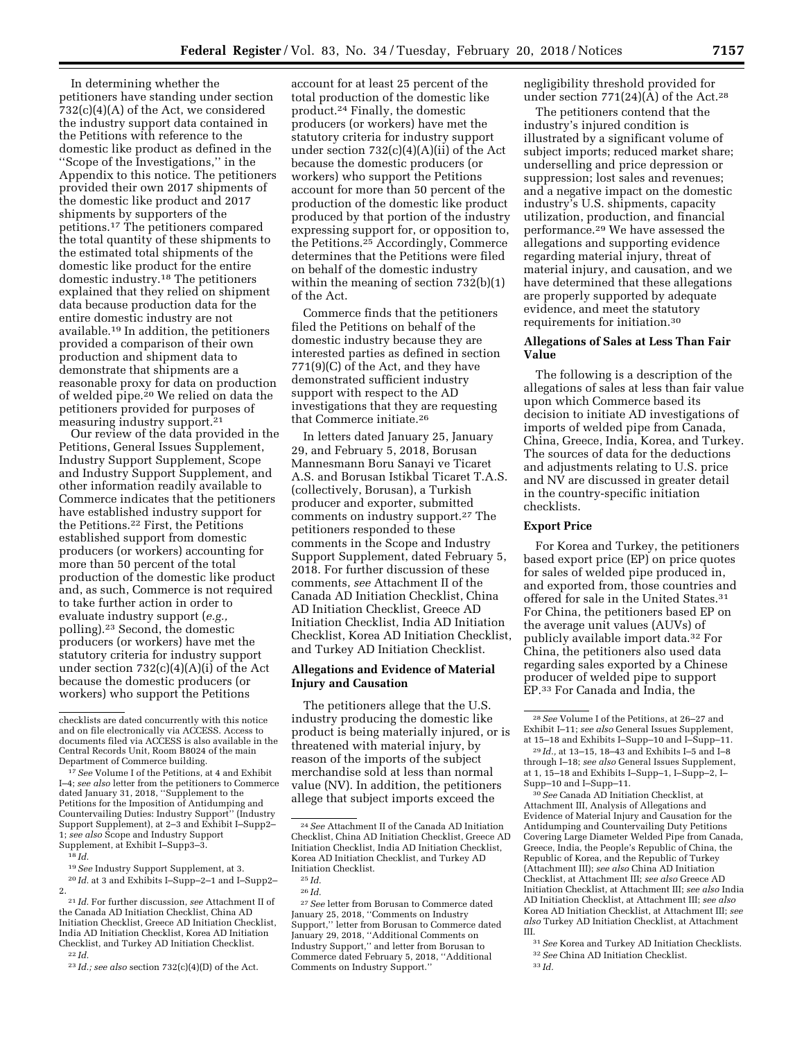In determining whether the petitioners have standing under section 732(c)(4)(A) of the Act, we considered the industry support data contained in the Petitions with reference to the domestic like product as defined in the ''Scope of the Investigations,'' in the Appendix to this notice. The petitioners provided their own 2017 shipments of the domestic like product and 2017 shipments by supporters of the petitions.[17] The petitioners compared the total quantity of these shipments to the estimated total shipments of the domestic like product for the entire domestic industry.[18] The petitioners explained that they relied on shipment data because production data for the entire domestic industry are not available.[19] In addition, the petitioners provided a comparison of their own production and shipment data to demonstrate that shipments are a reasonable proxy for data on production of welded pipe.[20] We relied on data the petitioners provided for purposes of measuring industry support.[21]

Our review of the data provided in the Petitions, General Issues Supplement, Industry Support Supplement, Scope and Industry Support Supplement, and other information readily available to Commerce indicates that the petitioners have established industry support for the Petitions.[22] First, the Petitions established support from domestic producers (or workers) accounting for more than 50 percent of the total production of the domestic like product and, as such, Commerce is not required to take further action in order to evaluate industry support (*e.g.*, polling).[23] Second, the domestic producers (or workers) have met the statutory criteria for industry support under section 732(c)(4)(A)(i) of the Act because the domestic producers (or workers) who support the Petitions account for at least 25 percent of the total production of the domestic like product.[24] Finally, the domestic producers (or workers) have met the statutory criteria for industry support under section 732(c)(4)(A)(ii) of the Act because the domestic producers (or workers) who support the Petitions account for more than 50 percent of the production of the domestic like product produced by that portion of the industry expressing support for, or opposition to, the Petitions.[25] Accordingly, Commerce determines that the Petitions were filed on behalf of the domestic industry within the meaning of section 732(b)(1) of the Act.

Commerce finds that the petitioners filed the Petitions on behalf of the domestic industry because they are interested parties as defined in section 771(9)(C) of the Act, and they have demonstrated sufficient industry support with respect to the AD investigations that they are requesting that Commerce initiate.[26]

In letters dated January 25, January 29, and February 5, 2018, Borusan Mannesmann Boru Sanayi ve Ticaret A.S. and Borusan Istikbal Ticaret T.A.S. (collectively, Borusan), a Turkish producer and exporter, submitted comments on industry support.[27] The petitioners responded to these comments in the Scope and Industry Support Supplement, dated February 5, 2018. For further discussion of these comments, *see* Attachment II of the Canada AD Initiation Checklist, China AD Initiation Checklist, Greece AD Initiation Checklist, India AD Initiation Checklist, Korea AD Initiation Checklist, and Turkey AD Initiation Checklist.

## Allegations and Evidence of Material Injury and Causation

The petitioners allege that the U.S. industry producing the domestic like product is being materially injured, or is threatened with material injury, by reason of the imports of the subject merchandise sold at less than normal value (NV). In addition, the petitioners allege that subject imports exceed the negligibility threshold provided for under section 771(24)(A) of the Act.[28]

The petitioners contend that the industry's injured condition is illustrated by a significant volume of subject imports; reduced market share; underselling and price depression or suppression; lost sales and revenues; and a negative impact on the domestic industry's U.S. shipments, capacity utilization, production, and financial performance.[29] We have assessed the allegations and supporting evidence regarding material injury, threat of material injury, and causation, and we have determined that these allegations are properly supported by adequate evidence, and meet the statutory requirements for initiation.[30]

## Allegations of Sales at Less Than Fair Value

The following is a description of the allegations of sales at less than fair value upon which Commerce based its decision to initiate AD investigations of imports of welded pipe from Canada, China, Greece, India, Korea, and Turkey. The sources of data for the deductions and adjustments relating to U.S. price and NV are discussed in greater detail in the country-specific initiation checklists.

## Export Price

For Korea and Turkey, the petitioners based export price (EP) on price quotes for sales of welded pipe produced in, and exported from, those countries and offered for sale in the United States.[31] For China, the petitioners based EP on the average unit values (AUVs) of publicly available import data.[32] For China, the petitioners also used data regarding sales exported by a Chinese producer of welded pipe to support EP.[33] For Canada and India, the

---

checklists are dated concurrently with this notice and on file electronically via ACCESS. Access to documents filed via ACCESS is also available in the Central Records Unit, Room B8024 of the main Department of Commerce building.

[17] *See* Volume I of the Petitions, at 4 and Exhibit I–4; *see also* letter from the petitioners to Commerce dated January 31, 2018, ''Supplement to the Petitions for the Imposition of Antidumping and Countervailing Duties: Industry Support'' (Industry Support Supplement), at 2–3 and Exhibit I–Supp2–1; *see also* Scope and Industry Support Supplement, at Exhibit I–Supp3–3.

[18] *Id.*

[19] *See* Industry Support Supplement, at 3.

[20] *Id.* at 3 and Exhibits I–Supp–2–1 and I–Supp2–2.

[21] *Id.* For further discussion, *see* Attachment II of the Canada AD Initiation Checklist, China AD Initiation Checklist, Greece AD Initiation Checklist, India AD Initiation Checklist, Korea AD Initiation Checklist, and Turkey AD Initiation Checklist.

[22] *Id.*

[23] *Id.; see also* section 732(c)(4)(D) of the Act.

[24] *See* Attachment II of the Canada AD Initiation Checklist, China AD Initiation Checklist, Greece AD Initiation Checklist, India AD Initiation Checklist, Korea AD Initiation Checklist, and Turkey AD Initiation Checklist.

[25] *Id.*

[26] *Id.*

[27] *See* letter from Borusan to Commerce dated January 25, 2018, ''Comments on Industry Support,'' letter from Borusan to Commerce dated January 29, 2018, ''Additional Comments on Industry Support,'' and letter from Borusan to Commerce dated February 5, 2018, ''Additional Comments on Industry Support.''

[28] *See* Volume I of the Petitions, at 26–27 and Exhibit I–11; *see also* General Issues Supplement, at 15–18 and Exhibits I–Supp–10 and I–Supp–11.

[29] *Id.,* at 13–15, 18–43 and Exhibits I–5 and I–8 through I–18; *see also* General Issues Supplement, at 1, 15–18 and Exhibits I–Supp–1, I–Supp–2, I–Supp–10 and I–Supp–11.

[30] *See* Canada AD Initiation Checklist, at Attachment III, Analysis of Allegations and Evidence of Material Injury and Causation for the Antidumping and Countervailing Duty Petitions Covering Large Diameter Welded Pipe from Canada, Greece, India, the People's Republic of China, the Republic of Korea, and the Republic of Turkey (Attachment III); *see also* China AD Initiation Checklist, at Attachment III; *see also* Greece AD Initiation Checklist, at Attachment III; *see also* India AD Initiation Checklist, at Attachment III; *see also* Korea AD Initiation Checklist, at Attachment III; *see also* Turkey AD Initiation Checklist, at Attachment III.

[31] *See* Korea and Turkey AD Initiation Checklists.

[32] *See* China AD Initiation Checklist.

[33] *Id.*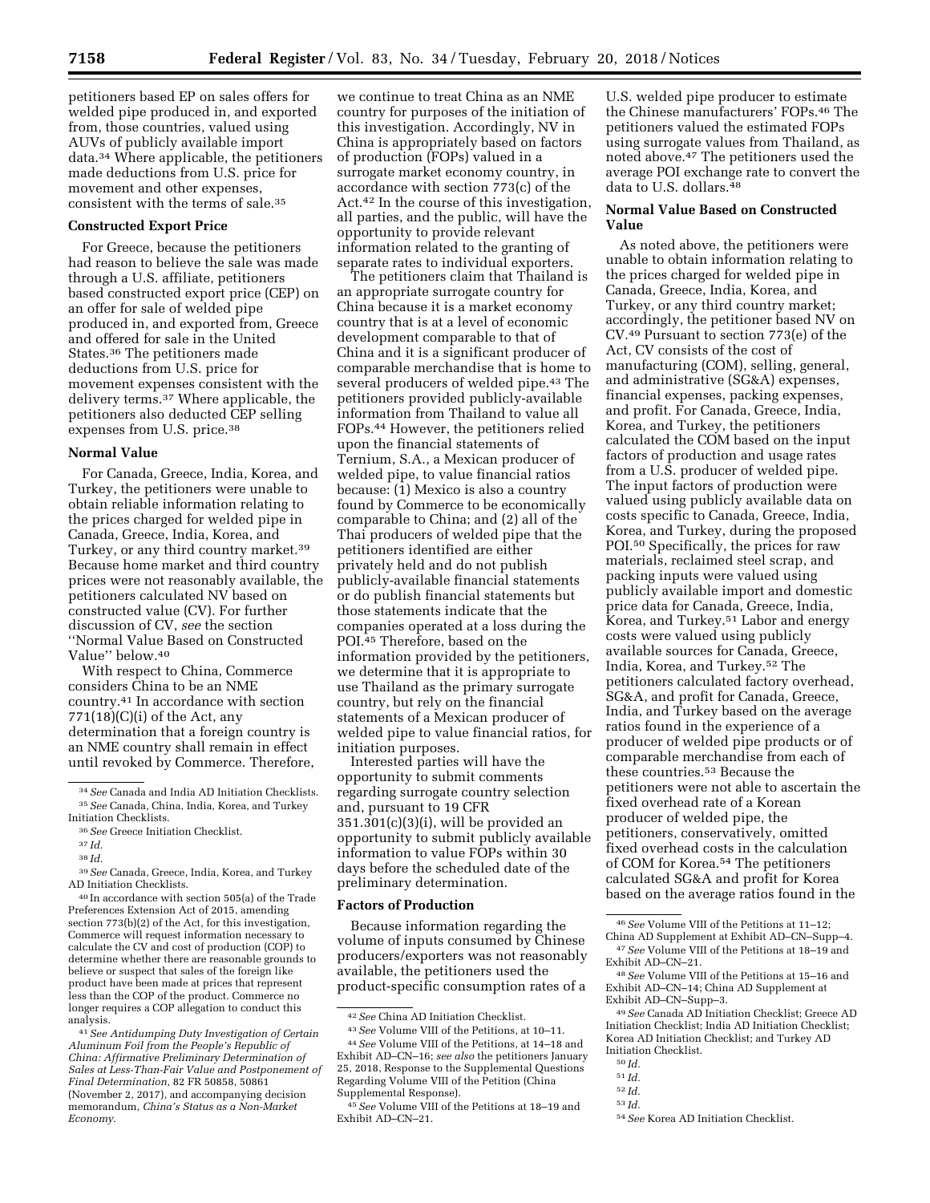petitioners based EP on sales offers for welded pipe produced in, and exported from, those countries, valued using AUVs of publicly available import data.[34] Where applicable, the petitioners made deductions from U.S. price for movement and other expenses, consistent with the terms of sale.[35]

### Constructed Export Price

For Greece, because the petitioners had reason to believe the sale was made through a U.S. affiliate, petitioners based constructed export price (CEP) on an offer for sale of welded pipe produced in, and exported from, Greece and offered for sale in the United States.[36] The petitioners made deductions from U.S. price for movement expenses consistent with the delivery terms.[37] Where applicable, the petitioners also deducted CEP selling expenses from U.S. price.[38]

### Normal Value

For Canada, Greece, India, Korea, and Turkey, the petitioners were unable to obtain reliable information relating to the prices charged for welded pipe in Canada, Greece, India, Korea, and Turkey, or any third country market.[39] Because home market and third country prices were not reasonably available, the petitioners calculated NV based on constructed value (CV). For further discussion of CV, *see* the section ''Normal Value Based on Constructed Value'' below.[40]

With respect to China, Commerce considers China to be an NME country.[41] In accordance with section 771(18)(C)(i) of the Act, any determination that a foreign country is an NME country shall remain in effect until revoked by Commerce. Therefore, we continue to treat China as an NME country for purposes of the initiation of this investigation. Accordingly, NV in China is appropriately based on factors of production (FOPs) valued in a surrogate market economy country, in accordance with section 773(c) of the Act.[42] In the course of this investigation, all parties, and the public, will have the opportunity to provide relevant information related to the granting of separate rates to individual exporters.

The petitioners claim that Thailand is an appropriate surrogate country for China because it is a market economy country that is at a level of economic development comparable to that of China and it is a significant producer of comparable merchandise that is home to several producers of welded pipe.[43] The petitioners provided publicly-available information from Thailand to value all FOPs.[44] However, the petitioners relied upon the financial statements of Ternium, S.A., a Mexican producer of welded pipe, to value financial ratios because: (1) Mexico is also a country found by Commerce to be economically comparable to China; and (2) all of the Thai producers of welded pipe that the petitioners identified are either privately held and do not publish publicly-available financial statements or do publish financial statements but those statements indicate that the companies operated at a loss during the POI.[45] Therefore, based on the information provided by the petitioners, we determine that it is appropriate to use Thailand as the primary surrogate country, but rely on the financial statements of a Mexican producer of welded pipe to value financial ratios, for initiation purposes.

Interested parties will have the opportunity to submit comments regarding surrogate country selection and, pursuant to 19 CFR 351.301(c)(3)(i), will be provided an opportunity to submit publicly available information to value FOPs within 30 days before the scheduled date of the preliminary determination.

### Factors of Production

Because information regarding the volume of inputs consumed by Chinese producers/exporters was not reasonably available, the petitioners used the product-specific consumption rates of a U.S. welded pipe producer to estimate the Chinese manufacturers' FOPs.[46] The petitioners valued the estimated FOPs using surrogate values from Thailand, as noted above.[47] The petitioners used the average POI exchange rate to convert the data to U.S. dollars.[48]

### Normal Value Based on Constructed Value

As noted above, the petitioners were unable to obtain information relating to the prices charged for welded pipe in Canada, Greece, India, Korea, and Turkey, or any third country market; accordingly, the petitioner based NV on CV.[49] Pursuant to section 773(e) of the Act, CV consists of the cost of manufacturing (COM), selling, general, and administrative (SG&A) expenses, financial expenses, packing expenses, and profit. For Canada, Greece, India, Korea, and Turkey, the petitioners calculated the COM based on the input factors of production and usage rates from a U.S. producer of welded pipe. The input factors of production were valued using publicly available data on costs specific to Canada, Greece, India, Korea, and Turkey, during the proposed POI.[50] Specifically, the prices for raw materials, reclaimed steel scrap, and packing inputs were valued using publicly available import and domestic price data for Canada, Greece, India, Korea, and Turkey.[51] Labor and energy costs were valued using publicly available sources for Canada, Greece, India, Korea, and Turkey.[52] The petitioners calculated factory overhead, SG&A, and profit for Canada, Greece, India, and Turkey based on the average ratios found in the experience of a producer of welded pipe products or of comparable merchandise from each of these countries.[53] Because the petitioners were not able to ascertain the fixed overhead rate of a Korean producer of welded pipe, the petitioners, conservatively, omitted fixed overhead costs in the calculation of COM for Korea.[54] The petitioners calculated SG&A and profit for Korea based on the average ratios found in the

---

[34] *See* Canada and India AD Initiation Checklists.

[35] *See* Canada, China, India, Korea, and Turkey Initiation Checklists.

[36] *See* Greece Initiation Checklist.

[37] *Id.*

[38] *Id.*

[39] *See* Canada, Greece, India, Korea, and Turkey AD Initiation Checklists.

[40] In accordance with section 505(a) of the Trade Preferences Extension Act of 2015, amending section 773(b)(2) of the Act, for this investigation, Commerce will request information necessary to calculate the CV and cost of production (COP) to determine whether there are reasonable grounds to believe or suspect that sales of the foreign like product have been made at prices that represent less than the COP of the product. Commerce no longer requires a COP allegation to conduct this analysis.

[41] *See Antidumping Duty Investigation of Certain Aluminum Foil from the People's Republic of China: Affirmative Preliminary Determination of Sales at Less-Than-Fair Value and Postponement of Final Determination,* 82 FR 50858, 50861 (November 2, 2017), and accompanying decision memorandum, *China's Status as a Non-Market Economy.*

[42] *See* China AD Initiation Checklist.

[43] *See* Volume VIII of the Petitions, at 10–11.

[44] *See* Volume VIII of the Petitions, at 14–18 and Exhibit AD–CN–16; *see also* the petitioners January 25, 2018, Response to the Supplemental Questions Regarding Volume VIII of the Petition (China Supplemental Response).

[45] *See* Volume VIII of the Petitions at 18–19 and Exhibit AD–CN–21.

[46] *See* Volume VIII of the Petitions at 11–12; China AD Supplement at Exhibit AD–CN–Supp–4.

[47] *See* Volume VIII of the Petitions at 18–19 and Exhibit AD–CN–21.

[48] *See* Volume VIII of the Petitions at 15–16 and Exhibit AD–CN–14; China AD Supplement at Exhibit AD–CN–Supp–3.

[49] *See* Canada AD Initiation Checklist; Greece AD Initiation Checklist; India AD Initiation Checklist; Korea AD Initiation Checklist; and Turkey AD Initiation Checklist.

[50] *Id.*

[51] *Id.*

[52] *Id.*

[53] *Id.*

[54] *See* Korea AD Initiation Checklist.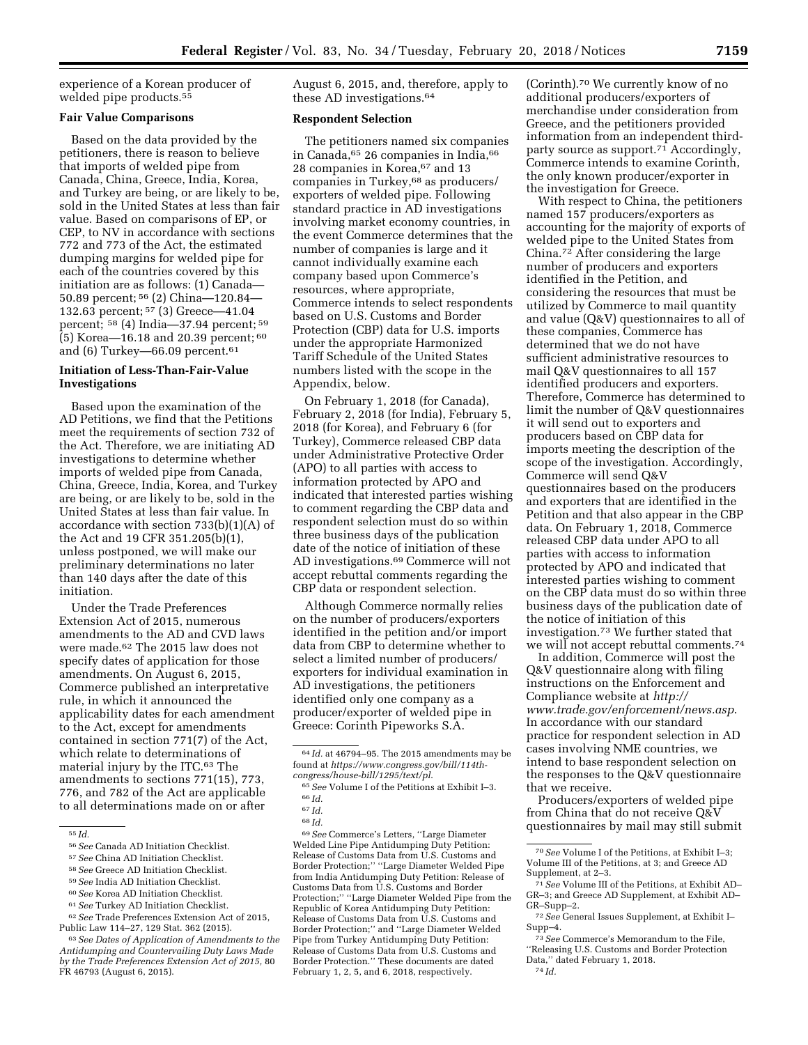experience of a Korean producer of welded pipe products.[55]

## Fair Value Comparisons

Based on the data provided by the petitioners, there is reason to believe that imports of welded pipe from Canada, China, Greece, India, Korea, and Turkey are being, or are likely to be, sold in the United States at less than fair value. Based on comparisons of EP, or CEP, to NV in accordance with sections 772 and 773 of the Act, the estimated dumping margins for welded pipe for each of the countries covered by this initiation are as follows: (1) Canada—50.89 percent; [56] (2) China—120.84—132.63 percent; [57] (3) Greece—41.04 percent; [58] (4) India—37.94 percent; [59] (5) Korea—16.18 and 20.39 percent; [60] and (6) Turkey—66.09 percent.[61]

## Initiation of Less-Than-Fair-Value Investigations

Based upon the examination of the AD Petitions, we find that the Petitions meet the requirements of section 732 of the Act. Therefore, we are initiating AD investigations to determine whether imports of welded pipe from Canada, China, Greece, India, Korea, and Turkey are being, or are likely to be, sold in the United States at less than fair value. In accordance with section 733(b)(1)(A) of the Act and 19 CFR 351.205(b)(1), unless postponed, we will make our preliminary determinations no later than 140 days after the date of this initiation.

Under the Trade Preferences Extension Act of 2015, numerous amendments to the AD and CVD laws were made.[62] The 2015 law does not specify dates of application for those amendments. On August 6, 2015, Commerce published an interpretative rule, in which it announced the applicability dates for each amendment to the Act, except for amendments contained in section 771(7) of the Act, which relate to determinations of material injury by the ITC.[63] The amendments to sections 771(15), 773, 776, and 782 of the Act are applicable to all determinations made on or after August 6, 2015, and, therefore, apply to these AD investigations.[64]

## Respondent Selection

The petitioners named six companies in Canada,[65] 26 companies in India,[66] 28 companies in Korea,[67] and 13 companies in Turkey,[68] as producers/exporters of welded pipe. Following standard practice in AD investigations involving market economy countries, in the event Commerce determines that the number of companies is large and it cannot individually examine each company based upon Commerce's resources, where appropriate, Commerce intends to select respondents based on U.S. Customs and Border Protection (CBP) data for U.S. imports under the appropriate Harmonized Tariff Schedule of the United States numbers listed with the scope in the Appendix, below.

On February 1, 2018 (for Canada), February 2, 2018 (for India), February 5, 2018 (for Korea), and February 6 (for Turkey), Commerce released CBP data under Administrative Protective Order (APO) to all parties with access to information protected by APO and indicated that interested parties wishing to comment regarding the CBP data and respondent selection must do so within three business days of the publication date of the notice of initiation of these AD investigations.[69] Commerce will not accept rebuttal comments regarding the CBP data or respondent selection.

Although Commerce normally relies on the number of producers/exporters identified in the petition and/or import data from CBP to determine whether to select a limited number of producers/exporters for individual examination in AD investigations, the petitioners identified only one company as a producer/exporter of welded pipe in Greece: Corinth Pipeworks S.A. (Corinth).[70] We currently know of no additional producers/exporters of merchandise under consideration from Greece, and the petitioners provided information from an independent third-party source as support.[71] Accordingly, Commerce intends to examine Corinth, the only known producer/exporter in the investigation for Greece.

With respect to China, the petitioners named 157 producers/exporters as accounting for the majority of exports of welded pipe to the United States from China.[72] After considering the large number of producers and exporters identified in the Petition, and considering the resources that must be utilized by Commerce to mail quantity and value (Q&V) questionnaires to all of these companies, Commerce has determined that we do not have sufficient administrative resources to mail Q&V questionnaires to all 157 identified producers and exporters. Therefore, Commerce has determined to limit the number of Q&V questionnaires it will send out to exporters and producers based on CBP data for imports meeting the description of the scope of the investigation. Accordingly, Commerce will send Q&V questionnaires based on the producers and exporters that are identified in the Petition and that also appear in the CBP data. On February 1, 2018, Commerce released CBP data under APO to all parties with access to information protected by APO and indicated that interested parties wishing to comment on the CBP data must do so within three business days of the publication date of the notice of initiation of this investigation.[73] We further stated that we will not accept rebuttal comments.[74]

In addition, Commerce will post the Q&V questionnaire along with filing instructions on the Enforcement and Compliance website at *http://www.trade.gov/enforcement/news.asp*. In accordance with our standard practice for respondent selection in AD cases involving NME countries, we intend to base respondent selection on the responses to the Q&V questionnaire that we receive.

Producers/exporters of welded pipe from China that do not receive Q&V questionnaires by mail may still submit

---

[55] *Id.*

[56] *See* Canada AD Initiation Checklist.

[57] *See* China AD Initiation Checklist.

[58] *See* Greece AD Initiation Checklist.

[59] *See* India AD Initiation Checklist.

[60] *See* Korea AD Initiation Checklist.

[61] *See* Turkey AD Initiation Checklist.

[62] *See* Trade Preferences Extension Act of 2015, Public Law 114–27, 129 Stat. 362 (2015).

[63] *See Dates of Application of Amendments to the Antidumping and Countervailing Duty Laws Made by the Trade Preferences Extension Act of 2015,* 80 FR 46793 (August 6, 2015).

[64] *Id.* at 46794–95. The 2015 amendments may be found at *https://www.congress.gov/bill/114th-congress/house-bill/1295/text/pl*.

[65] *See* Volume I of the Petitions at Exhibit I–3.

[66] *Id.*

[67] *Id.*

[68] *Id.*

[69] *See* Commerce's Letters, ''Large Diameter Welded Line Pipe Antidumping Duty Petition: Release of Customs Data from U.S. Customs and Border Protection;'' ''Large Diameter Welded Pipe from India Antidumping Duty Petition: Release of Customs Data from U.S. Customs and Border Protection;'' ''Large Diameter Welded Pipe from the Republic of Korea Antidumping Duty Petition: Release of Customs Data from U.S. Customs and Border Protection;'' and ''Large Diameter Welded Pipe from Turkey Antidumping Duty Petition: Release of Customs Data from U.S. Customs and Border Protection.'' These documents are dated February 1, 2, 5, and 6, 2018, respectively.

[70] *See* Volume I of the Petitions, at Exhibit I–3; Volume III of the Petitions, at 3; and Greece AD Supplement, at 2–3.

[71] *See* Volume III of the Petitions, at Exhibit AD–GR–3; and Greece AD Supplement, at Exhibit AD–GR–Supp–2.

[72] *See* General Issues Supplement, at Exhibit I–Supp–4.

[73] *See* Commerce's Memorandum to the File, ''Releasing U.S. Customs and Border Protection Data,'' dated February 1, 2018.

[74] *Id.*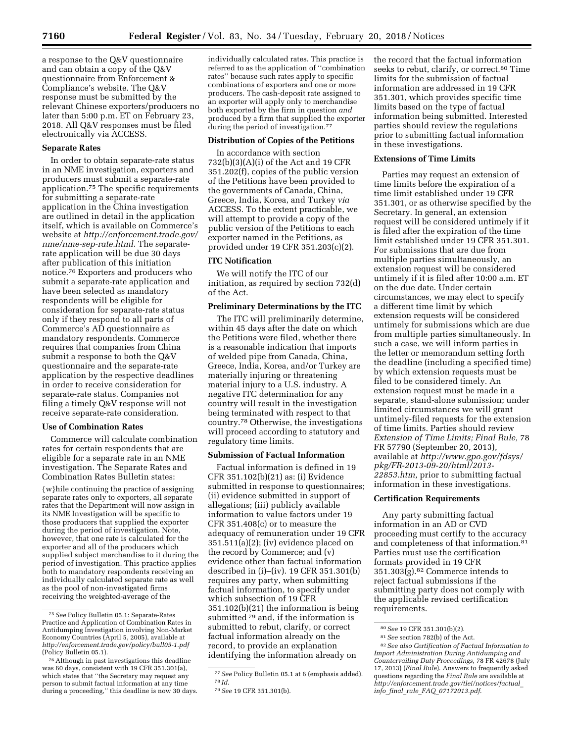a response to the Q&V questionnaire and can obtain a copy of the Q&V questionnaire from Enforcement & Compliance's website. The Q&V response must be submitted by the relevant Chinese exporters/producers no later than 5:00 p.m. ET on February 23, 2018. All Q&V responses must be filed electronically via ACCESS.

**Separate Rates**

In order to obtain separate-rate status in an NME investigation, exporters and producers must submit a separate-rate application.[75] The specific requirements for submitting a separate-rate application in the China investigation are outlined in detail in the application itself, which is available on Commerce's website at *http://enforcement.trade.gov/nme/nme-sep-rate.html*. The separate-rate application will be due 30 days after publication of this initiation notice.[76] Exporters and producers who submit a separate-rate application and have been selected as mandatory respondents will be eligible for consideration for separate-rate status only if they respond to all parts of Commerce's AD questionnaire as mandatory respondents. Commerce requires that companies from China submit a response to both the Q&V questionnaire and the separate-rate application by the respective deadlines in order to receive consideration for separate-rate status. Companies not filing a timely Q&V response will not receive separate-rate consideration.

**Use of Combination Rates**

Commerce will calculate combination rates for certain respondents that are eligible for a separate rate in an NME investigation. The Separate Rates and Combination Rates Bulletin states:

> {w}hile continuing the practice of assigning separate rates only to exporters, all separate rates that the Department will now assign in its NME Investigation will be specific to those producers that supplied the exporter during the period of investigation. Note, however, that one rate is calculated for the exporter and all of the producers which supplied subject merchandise to it during the period of investigation. This practice applies both to mandatory respondents receiving an individually calculated separate rate as well as the pool of non-investigated firms receiving the weighted-average of the individually calculated rates. This practice is referred to as the application of "combination rates" because such rates apply to specific combinations of exporters and one or more producers. The cash-deposit rate assigned to an exporter will apply only to merchandise both exported by the firm in question *and* produced by a firm that supplied the exporter during the period of investigation.[77]

**Distribution of Copies of the Petitions**

In accordance with section 732(b)(3)(A)(i) of the Act and 19 CFR 351.202(f), copies of the public version of the Petitions have been provided to the governments of Canada, China, Greece, India, Korea, and Turkey *via* ACCESS. To the extent practicable, we will attempt to provide a copy of the public version of the Petitions to each exporter named in the Petitions, as provided under 19 CFR 351.203(c)(2).

**ITC Notification**

We will notify the ITC of our initiation, as required by section 732(d) of the Act.

**Preliminary Determinations by the ITC**

The ITC will preliminarily determine, within 45 days after the date on which the Petitions were filed, whether there is a reasonable indication that imports of welded pipe from Canada, China, Greece, India, Korea, and/or Turkey are materially injuring or threatening material injury to a U.S. industry. A negative ITC determination for any country will result in the investigation being terminated with respect to that country.[78] Otherwise, the investigations will proceed according to statutory and regulatory time limits.

**Submission of Factual Information**

Factual information is defined in 19 CFR 351.102(b)(21) as: (i) Evidence submitted in response to questionnaires; (ii) evidence submitted in support of allegations; (iii) publicly available information to value factors under 19 CFR 351.408(c) or to measure the adequacy of remuneration under 19 CFR 351.511(a)(2); (iv) evidence placed on the record by Commerce; and (v) evidence other than factual information described in (i)–(iv). 19 CFR 351.301(b) requires any party, when submitting factual information, to specify under which subsection of 19 CFR 351.102(b)(21) the information is being submitted[79] and, if the information is submitted to rebut, clarify, or correct factual information already on the record, to provide an explanation identifying the information already on the record that the factual information seeks to rebut, clarify, or correct.[80] Time limits for the submission of factual information are addressed in 19 CFR 351.301, which provides specific time limits based on the type of factual information being submitted. Interested parties should review the regulations prior to submitting factual information in these investigations.

**Extensions of Time Limits**

Parties may request an extension of time limits before the expiration of a time limit established under 19 CFR 351.301, or as otherwise specified by the Secretary. In general, an extension request will be considered untimely if it is filed after the expiration of the time limit established under 19 CFR 351.301. For submissions that are due from multiple parties simultaneously, an extension request will be considered untimely if it is filed after 10:00 a.m. ET on the due date. Under certain circumstances, we may elect to specify a different time limit by which extension requests will be considered untimely for submissions which are due from multiple parties simultaneously. In such a case, we will inform parties in the letter or memorandum setting forth the deadline (including a specified time) by which extension requests must be filed to be considered timely. An extension request must be made in a separate, stand-alone submission; under limited circumstances we will grant untimely-filed requests for the extension of time limits. Parties should review *Extension of Time Limits; Final Rule,* 78 FR 57790 (September 20, 2013), available at *http://www.gpo.gov/fdsys/pkg/FR-2013-09-20/html/2013-22853.htm,* prior to submitting factual information in these investigations.

**Certification Requirements**

Any party submitting factual information in an AD or CVD proceeding must certify to the accuracy and completeness of that information.[81] Parties must use the certification formats provided in 19 CFR 351.303(g).[82] Commerce intends to reject factual submissions if the submitting party does not comply with the applicable revised certification requirements.

---

[75] *See* Policy Bulletin 05.1: Separate-Rates Practice and Application of Combination Rates in Antidumping Investigation involving Non-Market Economy Countries (April 5, 2005), available at *http://enforcement.trade.gov/policy/bull05-1.pdf* (Policy Bulletin 05.1).

[76] Although in past investigations this deadline was 60 days, consistent with 19 CFR 351.301(a), which states that "the Secretary may request any person to submit factual information at any time during a proceeding," this deadline is now 30 days.

[77] *See* Policy Bulletin 05.1 at 6 (emphasis added).

[78] *Id.*

[79] *See* 19 CFR 351.301(b).

[80] *See* 19 CFR 351.301(b)(2).

[81] *See* section 782(b) of the Act.

[82] *See also Certification of Factual Information to Import Administration During Antidumping and Countervailing Duty Proceedings,* 78 FR 42678 (July 17, 2013) (*Final Rule*). Answers to frequently asked questions regarding the *Final Rule* are available at *http://enforcement.trade.gov/tlei/notices/factual_info_final_rule_FAQ_07172013.pdf*.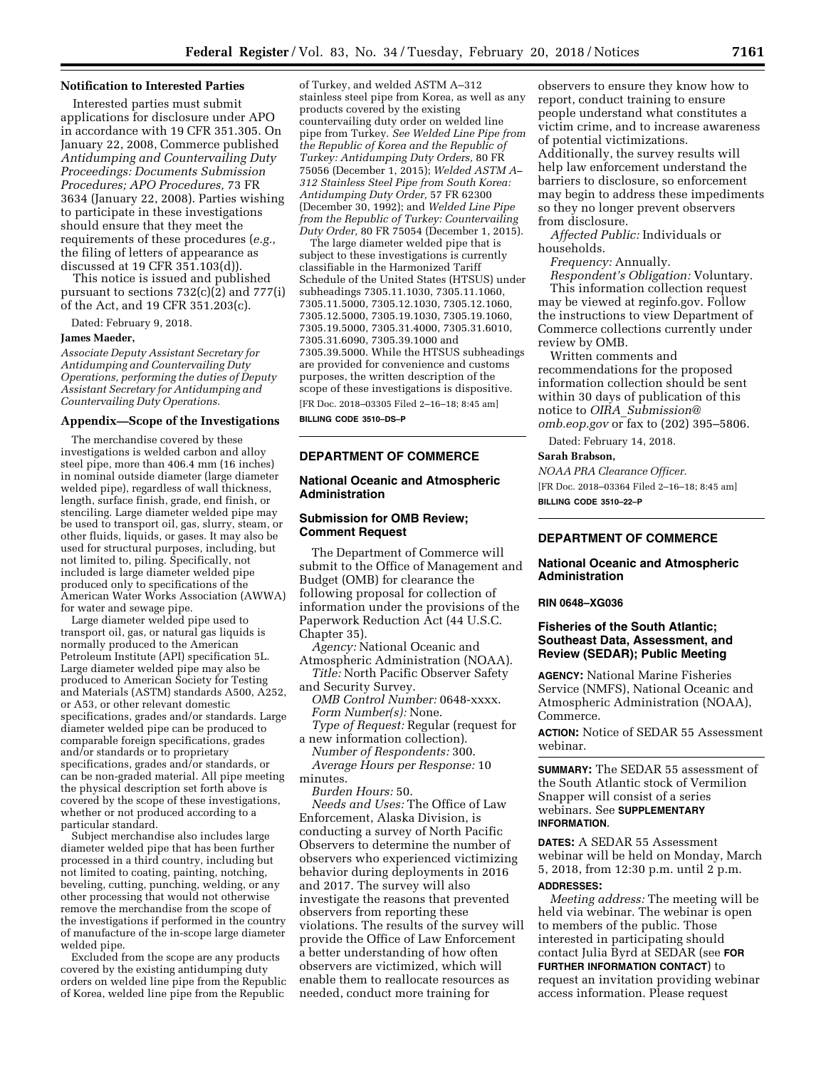**Notification to Interested Parties**

Interested parties must submit applications for disclosure under APO in accordance with 19 CFR 351.305. On January 22, 2008, Commerce published *Antidumping and Countervailing Duty Proceedings: Documents Submission Procedures; APO Procedures,* 73 FR 3634 (January 22, 2008). Parties wishing to participate in these investigations should ensure that they meet the requirements of these procedures (*e.g.,* the filing of letters of appearance as discussed at 19 CFR 351.103(d)).

This notice is issued and published pursuant to sections 732(c)(2) and 777(i) of the Act, and 19 CFR 351.203(c).

Dated: February 9, 2018.

**James Maeder,**

*Associate Deputy Assistant Secretary for Antidumping and Countervailing Duty Operations, performing the duties of Deputy Assistant Secretary for Antidumping and Countervailing Duty Operations.*

**Appendix—Scope of the Investigations**

The merchandise covered by these investigations is welded carbon and alloy steel pipe, more than 406.4 mm (16 inches) in nominal outside diameter (large diameter welded pipe), regardless of wall thickness, length, surface finish, grade, end finish, or stenciling. Large diameter welded pipe may be used to transport oil, gas, slurry, steam, or other fluids, liquids, or gases. It may also be used for structural purposes, including, but not limited to, piling. Specifically, not included is large diameter welded pipe produced only to specifications of the American Water Works Association (AWWA) for water and sewage pipe.

Large diameter welded pipe used to transport oil, gas, or natural gas liquids is normally produced to the American Petroleum Institute (API) specification 5L. Large diameter welded pipe may also be produced to American Society for Testing and Materials (ASTM) standards A500, A252, or A53, or other relevant domestic specifications, grades and/or standards. Large diameter welded pipe can be produced to comparable foreign specifications, grades and/or standards or to proprietary specifications, grades and/or standards, or can be non-graded material. All pipe meeting the physical description set forth above is covered by the scope of these investigations, whether or not produced according to a particular standard.

Subject merchandise also includes large diameter welded pipe that has been further processed in a third country, including but not limited to coating, painting, notching, beveling, cutting, punching, welding, or any other processing that would not otherwise remove the merchandise from the scope of the investigations if performed in the country of manufacture of the in-scope large diameter welded pipe.

Excluded from the scope are any products covered by the existing antidumping duty orders on welded line pipe from the Republic of Korea, welded line pipe from the Republic of Turkey, and welded ASTM A–312 stainless steel pipe from Korea, as well as any products covered by the existing countervailing duty order on welded line pipe from Turkey. *See Welded Line Pipe from the Republic of Korea and the Republic of Turkey: Antidumping Duty Orders,* 80 FR 75056 (December 1, 2015); *Welded ASTM A–312 Stainless Steel Pipe from South Korea: Antidumping Duty Order,* 57 FR 62300 (December 30, 1992); and *Welded Line Pipe from the Republic of Turkey: Countervailing Duty Order,* 80 FR 75054 (December 1, 2015).

The large diameter welded pipe that is subject to these investigations is currently classifiable in the Harmonized Tariff Schedule of the United States (HTSUS) under subheadings 7305.11.1030, 7305.11.1060, 7305.11.5000, 7305.12.1030, 7305.12.1060, 7305.12.5000, 7305.19.1030, 7305.19.1060, 7305.19.5000, 7305.31.4000, 7305.31.6010, 7305.31.6090, 7305.39.1000 and 7305.39.5000. While the HTSUS subheadings are provided for convenience and customs purposes, the written description of the scope of these investigations is dispositive.

[FR Doc. 2018–03305 Filed 2–16–18; 8:45 am]

**BILLING CODE 3510–DS–P**

## DEPARTMENT OF COMMERCE

### National Oceanic and Atmospheric Administration

### Submission for OMB Review; Comment Request

The Department of Commerce will submit to the Office of Management and Budget (OMB) for clearance the following proposal for collection of information under the provisions of the Paperwork Reduction Act (44 U.S.C. Chapter 35).

*Agency:* National Oceanic and Atmospheric Administration (NOAA).

*Title:* North Pacific Observer Safety and Security Survey.

*OMB Control Number:* 0648-xxxx.

*Form Number(s):* None.

*Type of Request:* Regular (request for a new information collection).

*Number of Respondents:* 300.

*Average Hours per Response:* 10 minutes.

*Burden Hours:* 50.

*Needs and Uses:* The Office of Law Enforcement, Alaska Division, is conducting a survey of North Pacific Observers to determine the number of observers who experienced victimizing behavior during deployments in 2016 and 2017. The survey will also investigate the reasons that prevented observers from reporting these violations. The results of the survey will provide the Office of Law Enforcement a better understanding of how often observers are victimized, which will enable them to reallocate resources as needed, conduct more training for observers to ensure they know how to report, conduct training to ensure people understand what constitutes a victim crime, and to increase awareness of potential victimizations. Additionally, the survey results will help law enforcement understand the barriers to disclosure, so enforcement may begin to address these impediments so they no longer prevent observers from disclosure.

*Affected Public:* Individuals or households.

*Frequency:* Annually.

*Respondent's Obligation:* Voluntary.

This information collection request may be viewed at reginfo.gov. Follow the instructions to view Department of Commerce collections currently under review by OMB.

Written comments and recommendations for the proposed information collection should be sent within 30 days of publication of this notice to *OIRA_Submission@omb.eop.gov* or fax to (202) 395–5806.

Dated: February 14, 2018.

**Sarah Brabson,**

*NOAA PRA Clearance Officer.*

[FR Doc. 2018–03364 Filed 2–16–18; 8:45 am]

**BILLING CODE 3510–22–P**

## DEPARTMENT OF COMMERCE

### National Oceanic and Atmospheric Administration

**RIN 0648–XG036**

### Fisheries of the South Atlantic; Southeast Data, Assessment, and Review (SEDAR); Public Meeting

**AGENCY:** National Marine Fisheries Service (NMFS), National Oceanic and Atmospheric Administration (NOAA), Commerce.

**ACTION:** Notice of SEDAR 55 Assessment webinar.

**SUMMARY:** The SEDAR 55 assessment of the South Atlantic stock of Vermilion Snapper will consist of a series webinars. See **SUPPLEMENTARY INFORMATION**.

**DATES:** A SEDAR 55 Assessment webinar will be held on Monday, March 5, 2018, from 12:30 p.m. until 2 p.m.

**ADDRESSES:**

*Meeting address:* The meeting will be held via webinar. The webinar is open to members of the public. Those interested in participating should contact Julia Byrd at SEDAR (see **FOR FURTHER INFORMATION CONTACT**) to request an invitation providing webinar access information. Please request